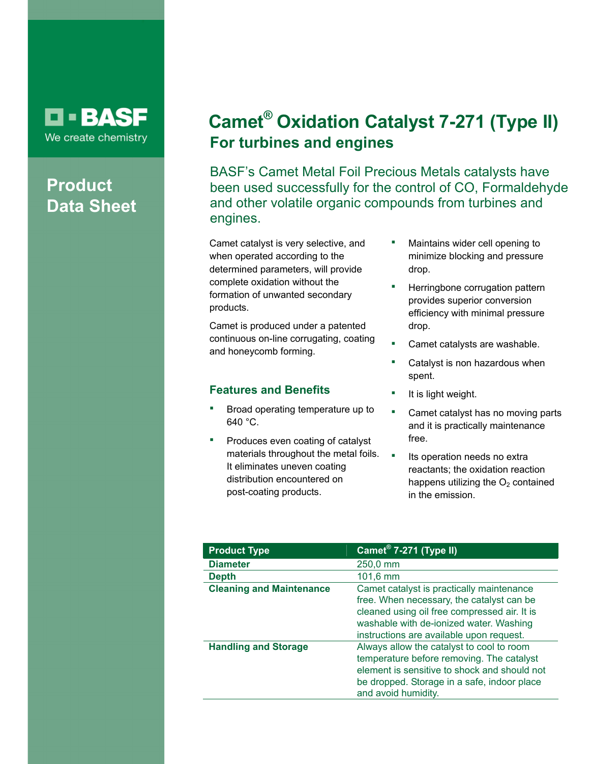BASF

We create chemistry

**Product Data Sheet**

# Camet® Oxidation Catalyst 7-271 (Type II)

## For turbines and engines

BASF's Camet Metal Foil Precious Metals catalysts have been used successfully for the control of CO, Formaldehyde and other volatile organic compounds from turbines and engines.

Camet catalyst is very selective, and when operated according to the determined parameters, will provide complete oxidation without the formation of unwanted secondary products.

Camet is produced under a patented continuous on-line corrugating, coating and honeycomb forming.

### Features and Benefits

- Broad operating temperature up to 640 °C.
- Produces even coating of catalyst materials throughout the metal foils. It eliminates uneven coating distribution encountered on post-coating products.
- Maintains wider cell opening to minimize blocking and pressure drop.
- Herringbone corrugation pattern provides superior conversion efficiency with minimal pressure drop.
- Camet catalysts are washable.
- Catalyst is non hazardous when spent.
- It is light weight.
- Camet catalyst has no moving parts and it is practically maintenance free.
- Its operation needs no extra reactants; the oxidation reaction happens utilizing the $O_2$ contained in the emission.

| Product Type | Camet® 7-271 (Type II) |
|---|---|
| Diameter | 250,0 mm |
| Depth | 101,6 mm |
| Cleaning and Maintenance | Camet catalyst is practically maintenance free. When necessary, the catalyst can be cleaned using oil free compressed air. It is washable with de-ionized water. Washing instructions are available upon request. |
| Handling and Storage | Always allow the catalyst to cool to room temperature before removing. The catalyst element is sensitive to shock and should not be dropped. Storage in a safe, indoor place and avoid humidity. |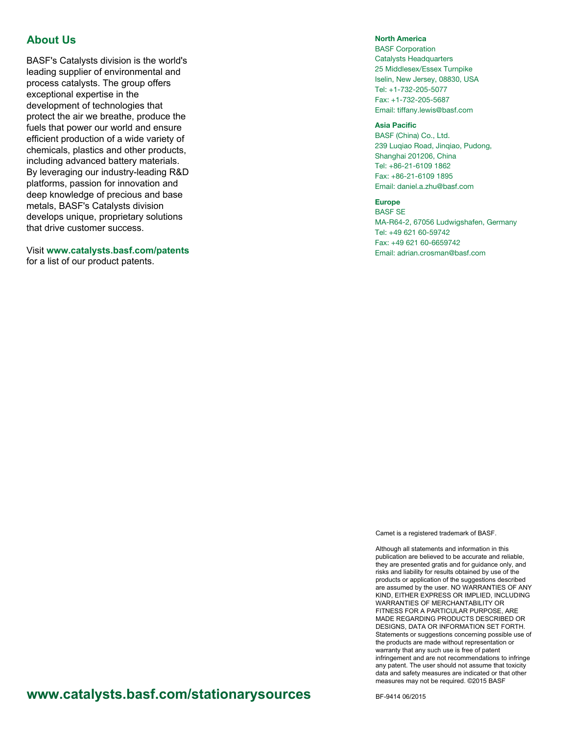## About Us

BASF's Catalysts division is the world's leading supplier of environmental and process catalysts. The group offers exceptional expertise in the development of technologies that protect the air we breathe, produce the fuels that power our world and ensure efficient production of a wide variety of chemicals, plastics and other products, including advanced battery materials. By leveraging our industry-leading R&D platforms, passion for innovation and deep knowledge of precious and base metals, BASF's Catalysts division develops unique, proprietary solutions that drive customer success.

Visit **www.catalysts.basf.com/patents** for a list of our product patents.

**North America**
BASF Corporation
Catalysts Headquarters
25 Middlesex/Essex Turnpike
Iselin, New Jersey, 08830, USA
Tel: +1-732-205-5077
Fax: +1-732-205-5687
Email: tiffany.lewis@basf.com

**Asia Pacific**
BASF (China) Co., Ltd.
239 Luqiao Road, Jinqiao, Pudong,
Shanghai 201206, China
Tel: +86-21-6109 1862
Fax: +86-21-6109 1895
Email: daniel.a.zhu@basf.com

**Europe**
BASF SE
MA-R64-2, 67056 Ludwigshafen, Germany
Tel: +49 621 60-59742
Fax: +49 621 60-6659742
Email: adrian.crosman@basf.com

Camet is a registered trademark of BASF.

Although all statements and information in this publication are believed to be accurate and reliable, they are presented gratis and for guidance only, and risks and liability for results obtained by use of the products or application of the suggestions described are assumed by the user. NO WARRANTIES OF ANY KIND, EITHER EXPRESS OR IMPLIED, INCLUDING WARRANTIES OF MERCHANTABILITY OR FITNESS FOR A PARTICULAR PURPOSE, ARE MADE REGARDING PRODUCTS DESCRIBED OR DESIGNS, DATA OR INFORMATION SET FORTH. Statements or suggestions concerning possible use of the products are made without representation or warranty that any such use is free of patent infringement and are not recommendations to infringe any patent. The user should not assume that toxicity data and safety measures are indicated or that other measures may not be required. ©2015 BASF

**www.catalysts.basf.com/stationarysources**

BF-9414 06/2015